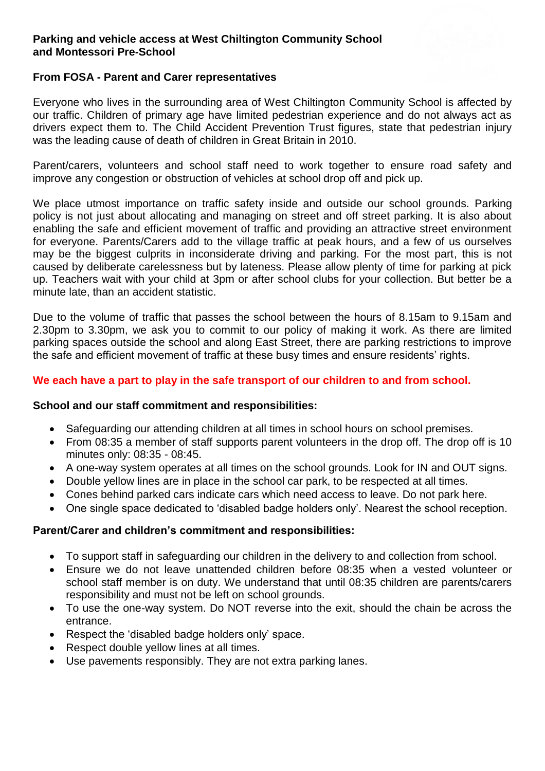**Parking and vehicle access at West Chiltington Community School and Montessori Pre-School**

**From FOSA - Parent and Carer representatives**

Everyone who lives in the surrounding area of West Chiltington Community School is affected by our traffic. Children of primary age have limited pedestrian experience and do not always act as drivers expect them to. The Child Accident Prevention Trust figures, state that pedestrian injury was the leading cause of death of children in Great Britain in 2010.

Parent/carers, volunteers and school staff need to work together to ensure road safety and improve any congestion or obstruction of vehicles at school drop off and pick up.

We place utmost importance on traffic safety inside and outside our school grounds. Parking policy is not just about allocating and managing on street and off street parking. It is also about enabling the safe and efficient movement of traffic and providing an attractive street environment for everyone. Parents/Carers add to the village traffic at peak hours, and a few of us ourselves may be the biggest culprits in inconsiderate driving and parking. For the most part, this is not caused by deliberate carelessness but by lateness. Please allow plenty of time for parking at pick up. Teachers wait with your child at 3pm or after school clubs for your collection. But better be a minute late, than an accident statistic.

Due to the volume of traffic that passes the school between the hours of 8.15am to 9.15am and 2.30pm to 3.30pm, we ask you to commit to our policy of making it work. As there are limited parking spaces outside the school and along East Street, there are parking restrictions to improve the safe and efficient movement of traffic at these busy times and ensure residents' rights.

**We each have a part to play in the safe transport of our children to and from school.**

**School and our staff commitment and responsibilities:**

- Safeguarding our attending children at all times in school hours on school premises.
- From 08:35 a member of staff supports parent volunteers in the drop off. The drop off is 10 minutes only: 08:35 - 08:45.
- A one-way system operates at all times on the school grounds. Look for IN and OUT signs.
- Double yellow lines are in place in the school car park, to be respected at all times.
- Cones behind parked cars indicate cars which need access to leave. Do not park here.
- One single space dedicated to 'disabled badge holders only'. Nearest the school reception.

**Parent/Carer and children's commitment and responsibilities:**

- To support staff in safeguarding our children in the delivery to and collection from school.
- Ensure we do not leave unattended children before 08:35 when a vested volunteer or school staff member is on duty. We understand that until 08:35 children are parents/carers responsibility and must not be left on school grounds.
- To use the one-way system. Do NOT reverse into the exit, should the chain be across the entrance.
- Respect the 'disabled badge holders only' space.
- Respect double yellow lines at all times.
- Use pavements responsibly. They are not extra parking lanes.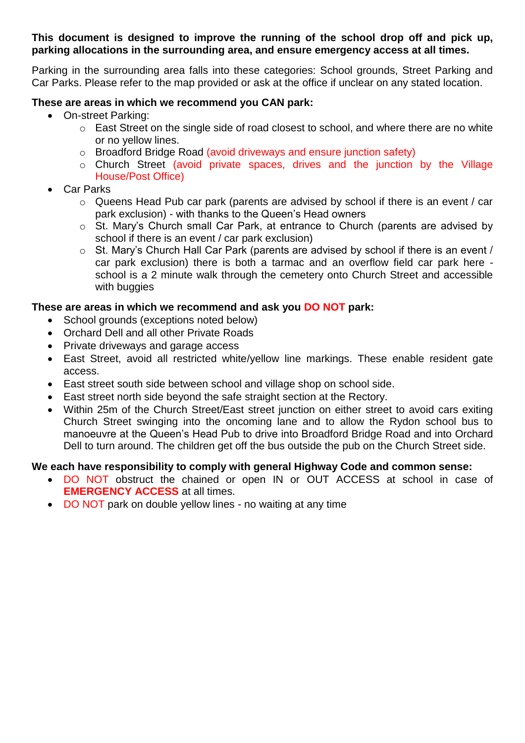**This document is designed to improve the running of the school drop off and pick up, parking allocations in the surrounding area, and ensure emergency access at all times.**

Parking in the surrounding area falls into these categories: School grounds, Street Parking and Car Parks. Please refer to the map provided or ask at the office if unclear on any stated location.

**These are areas in which we recommend you CAN park:**

- On-street Parking:
  - East Street on the single side of road closest to school, and where there are no white or no yellow lines.
  - Broadford Bridge Road (avoid driveways and ensure junction safety)
  - Church Street (avoid private spaces, drives and the junction by the Village House/Post Office)
- Car Parks
  - Queens Head Pub car park (parents are advised by school if there is an event / car park exclusion) - with thanks to the Queen's Head owners
  - St. Mary's Church small Car Park, at entrance to Church (parents are advised by school if there is an event / car park exclusion)
  - St. Mary's Church Hall Car Park (parents are advised by school if there is an event / car park exclusion) there is both a tarmac and an overflow field car park here - school is a 2 minute walk through the cemetery onto Church Street and accessible with buggies

**These are areas in which we recommend and ask you DO NOT park:**

- School grounds (exceptions noted below)
- Orchard Dell and all other Private Roads
- Private driveways and garage access
- East Street, avoid all restricted white/yellow line markings. These enable resident gate access.
- East street south side between school and village shop on school side.
- East street north side beyond the safe straight section at the Rectory.
- Within 25m of the Church Street/East street junction on either street to avoid cars exiting Church Street swinging into the oncoming lane and to allow the Rydon school bus to manoeuvre at the Queen's Head Pub to drive into Broadford Bridge Road and into Orchard Dell to turn around. The children get off the bus outside the pub on the Church Street side.

**We each have responsibility to comply with general Highway Code and common sense:**

- DO NOT obstruct the chained or open IN or OUT ACCESS at school in case of **EMERGENCY ACCESS** at all times.
- DO NOT park on double yellow lines - no waiting at any time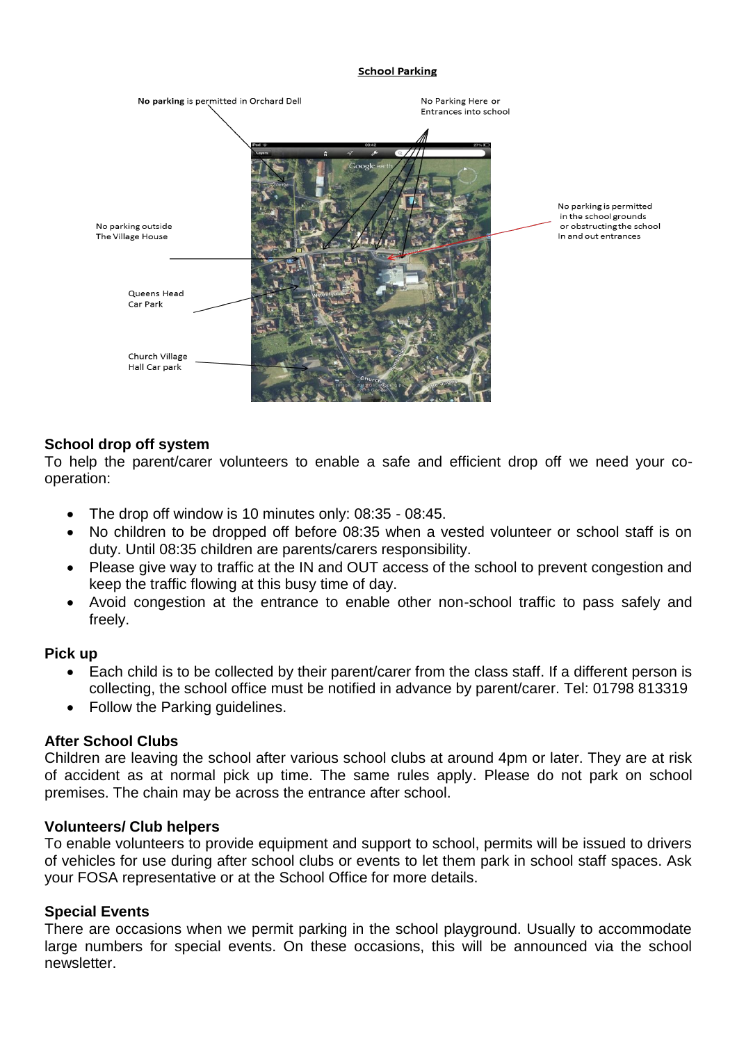## School Parking

No parking is permitted in Orchard Dell

No Parking Here or Entrances into school

No parking is permitted in the school grounds or obstructing the school In and out entrances

No parking outside The Village House

Queens Head Car Park

Church Village Hall Car park

### School drop off system

To help the parent/carer volunteers to enable a safe and efficient drop off we need your co-operation:

- The drop off window is 10 minutes only: 08:35 - 08:45.
- No children to be dropped off before 08:35 when a vested volunteer or school staff is on duty. Until 08:35 children are parents/carers responsibility.
- Please give way to traffic at the IN and OUT access of the school to prevent congestion and keep the traffic flowing at this busy time of day.
- Avoid congestion at the entrance to enable other non-school traffic to pass safely and freely.

### Pick up

- Each child is to be collected by their parent/carer from the class staff. If a different person is collecting, the school office must be notified in advance by parent/carer. Tel: 01798 813319
- Follow the Parking guidelines.

### After School Clubs

Children are leaving the school after various school clubs at around 4pm or later. They are at risk of accident as at normal pick up time. The same rules apply. Please do not park on school premises. The chain may be across the entrance after school.

### Volunteers/ Club helpers

To enable volunteers to provide equipment and support to school, permits will be issued to drivers of vehicles for use during after school clubs or events to let them park in school staff spaces. Ask your FOSA representative or at the School Office for more details.

### Special Events

There are occasions when we permit parking in the school playground. Usually to accommodate large numbers for special events. On these occasions, this will be announced via the school newsletter.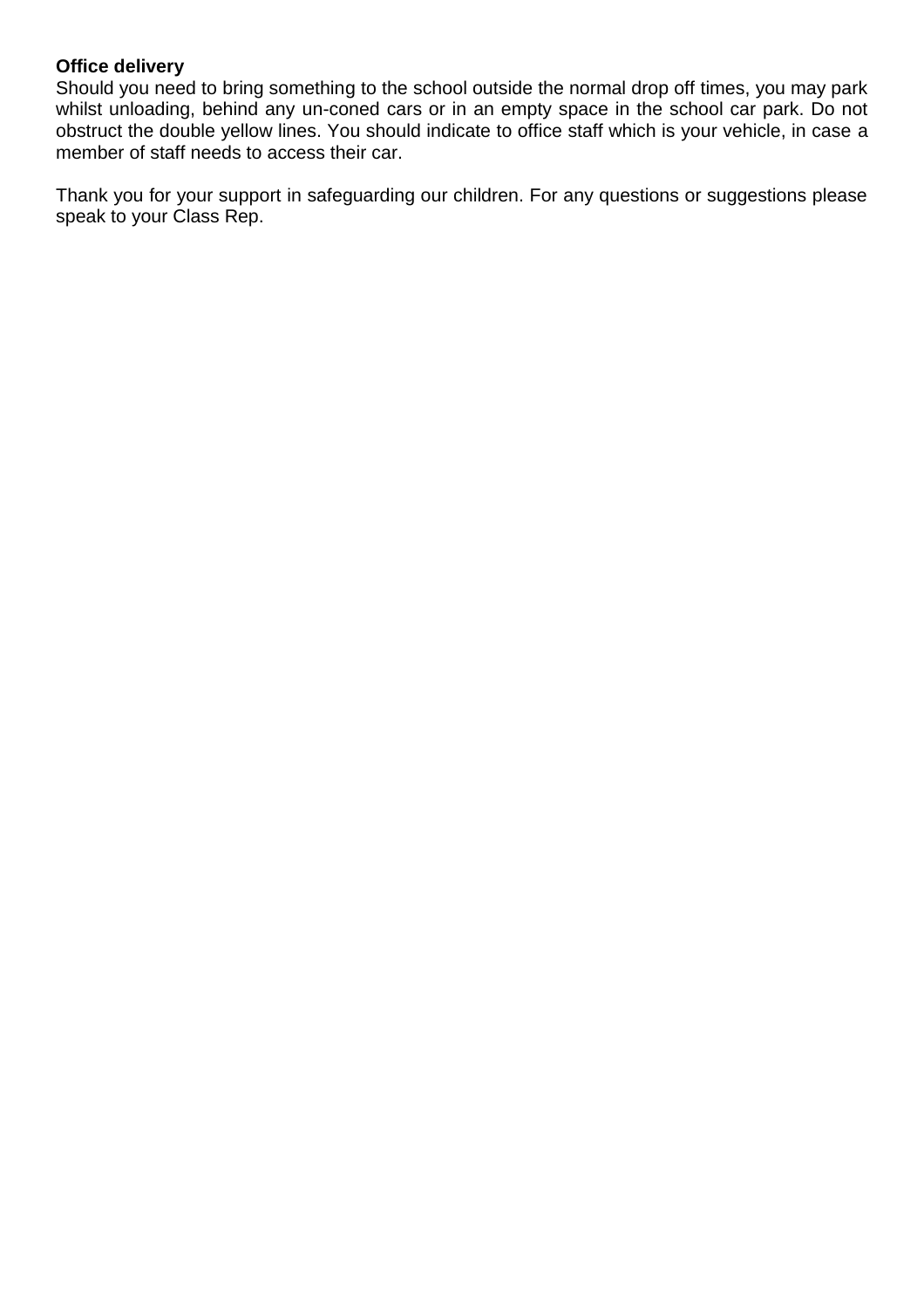**Office delivery**

Should you need to bring something to the school outside the normal drop off times, you may park whilst unloading, behind any un-coned cars or in an empty space in the school car park. Do not obstruct the double yellow lines. You should indicate to office staff which is your vehicle, in case a member of staff needs to access their car.

Thank you for your support in safeguarding our children. For any questions or suggestions please speak to your Class Rep.